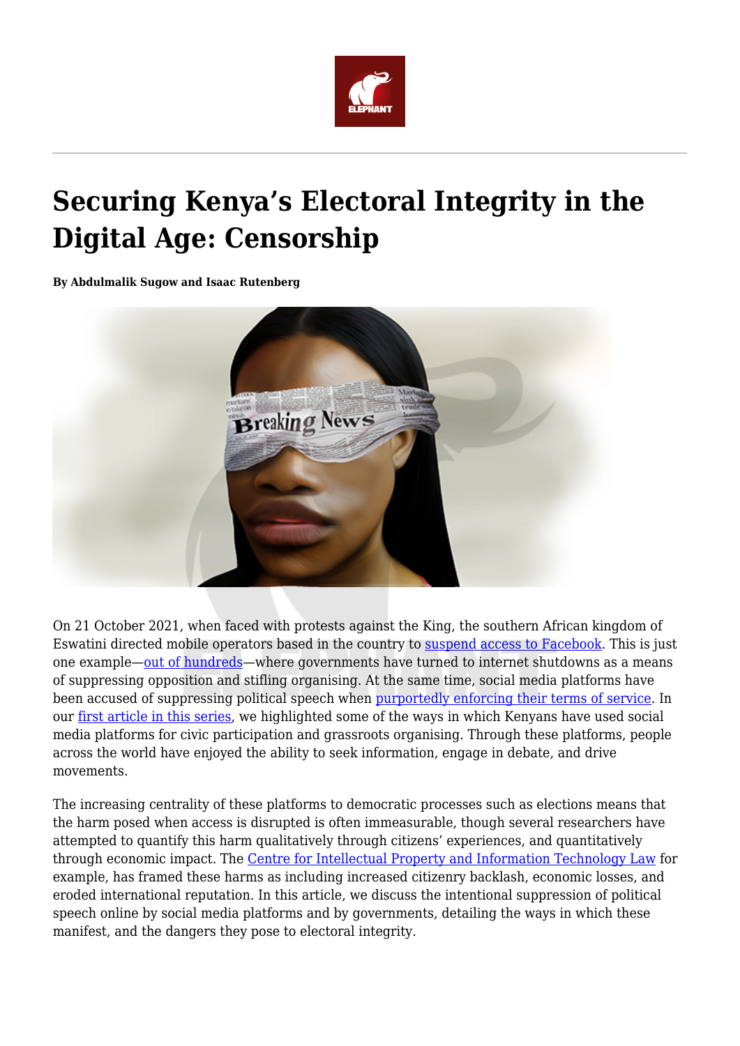# Securing Kenya's Electoral Integrity in the Digital Age: Censorship

**By Abdulmalik Sugow and Isaac Rutenberg**

On 21 October 2021, when faced with protests against the King, the southern African kingdom of Eswatini directed mobile operators based in the country to suspend access to Facebook. This is just one example—out of hundreds—where governments have turned to internet shutdowns as a means of suppressing opposition and stifling organising. At the same time, social media platforms have been accused of suppressing political speech when purportedly enforcing their terms of service. In our first article in this series, we highlighted some of the ways in which Kenyans have used social media platforms for civic participation and grassroots organising. Through these platforms, people across the world have enjoyed the ability to seek information, engage in debate, and drive movements.

The increasing centrality of these platforms to democratic processes such as elections means that the harm posed when access is disrupted is often immeasurable, though several researchers have attempted to quantify this harm qualitatively through citizens' experiences, and quantitatively through economic impact. The Centre for Intellectual Property and Information Technology Law for example, has framed these harms as including increased citizenry backlash, economic losses, and eroded international reputation. In this article, we discuss the intentional suppression of political speech online by social media platforms and by governments, detailing the ways in which these manifest, and the dangers they pose to electoral integrity.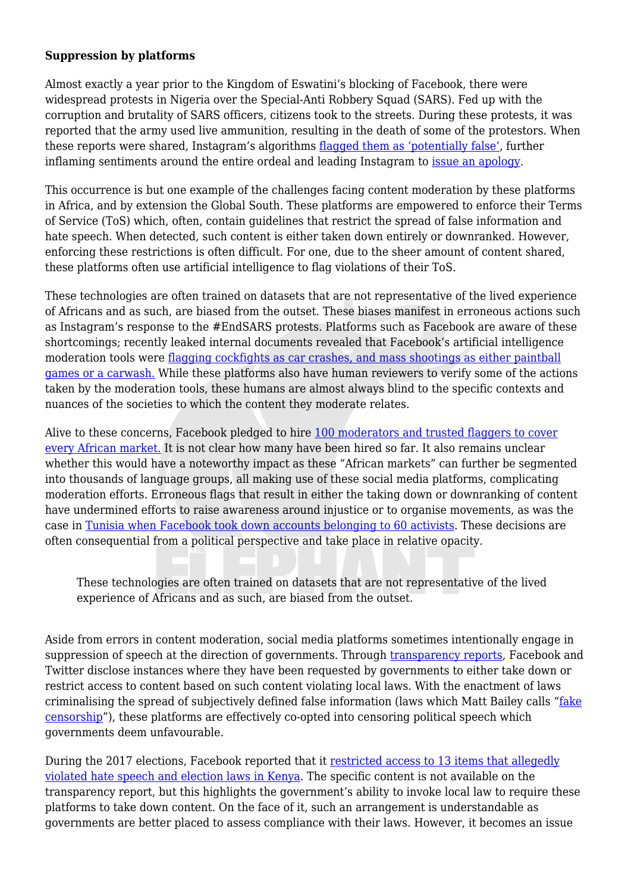**Suppression by platforms**

Almost exactly a year prior to the Kingdom of Eswatini's blocking of Facebook, there were widespread protests in Nigeria over the Special-Anti Robbery Squad (SARS). Fed up with the corruption and brutality of SARS officers, citizens took to the streets. During these protests, it was reported that the army used live ammunition, resulting in the death of some of the protestors. When these reports were shared, Instagram's algorithms flagged them as 'potentially false', further inflaming sentiments around the entire ordeal and leading Instagram to issue an apology.

This occurrence is but one example of the challenges facing content moderation by these platforms in Africa, and by extension the Global South. These platforms are empowered to enforce their Terms of Service (ToS) which, often, contain guidelines that restrict the spread of false information and hate speech. When detected, such content is either taken down entirely or downranked. However, enforcing these restrictions is often difficult. For one, due to the sheer amount of content shared, these platforms often use artificial intelligence to flag violations of their ToS.

These technologies are often trained on datasets that are not representative of the lived experience of Africans and as such, are biased from the outset. These biases manifest in erroneous actions such as Instagram's response to the #EndSARS protests. Platforms such as Facebook are aware of these shortcomings; recently leaked internal documents revealed that Facebook's artificial intelligence moderation tools were flagging cockfights as car crashes, and mass shootings as either paintball games or a carwash. While these platforms also have human reviewers to verify some of the actions taken by the moderation tools, these humans are almost always blind to the specific contexts and nuances of the societies to which the content they moderate relates.

Alive to these concerns, Facebook pledged to hire 100 moderators and trusted flaggers to cover every African market. It is not clear how many have been hired so far. It also remains unclear whether this would have a noteworthy impact as these "African markets" can further be segmented into thousands of language groups, all making use of these social media platforms, complicating moderation efforts. Erroneous flags that result in either the taking down or downranking of content have undermined efforts to raise awareness around injustice or to organise movements, as was the case in Tunisia when Facebook took down accounts belonging to 60 activists. These decisions are often consequential from a political perspective and take place in relative opacity.

> These technologies are often trained on datasets that are not representative of the lived experience of Africans and as such, are biased from the outset.

Aside from errors in content moderation, social media platforms sometimes intentionally engage in suppression of speech at the direction of governments. Through transparency reports, Facebook and Twitter disclose instances where they have been requested by governments to either take down or restrict access to content based on such content violating local laws. With the enactment of laws criminalising the spread of subjectively defined false information (laws which Matt Bailey calls "fake censorship"), these platforms are effectively co-opted into censoring political speech which governments deem unfavourable.

During the 2017 elections, Facebook reported that it restricted access to 13 items that allegedly violated hate speech and election laws in Kenya. The specific content is not available on the transparency report, but this highlights the government's ability to invoke local law to require these platforms to take down content. On the face of it, such an arrangement is understandable as governments are better placed to assess compliance with their laws. However, it becomes an issue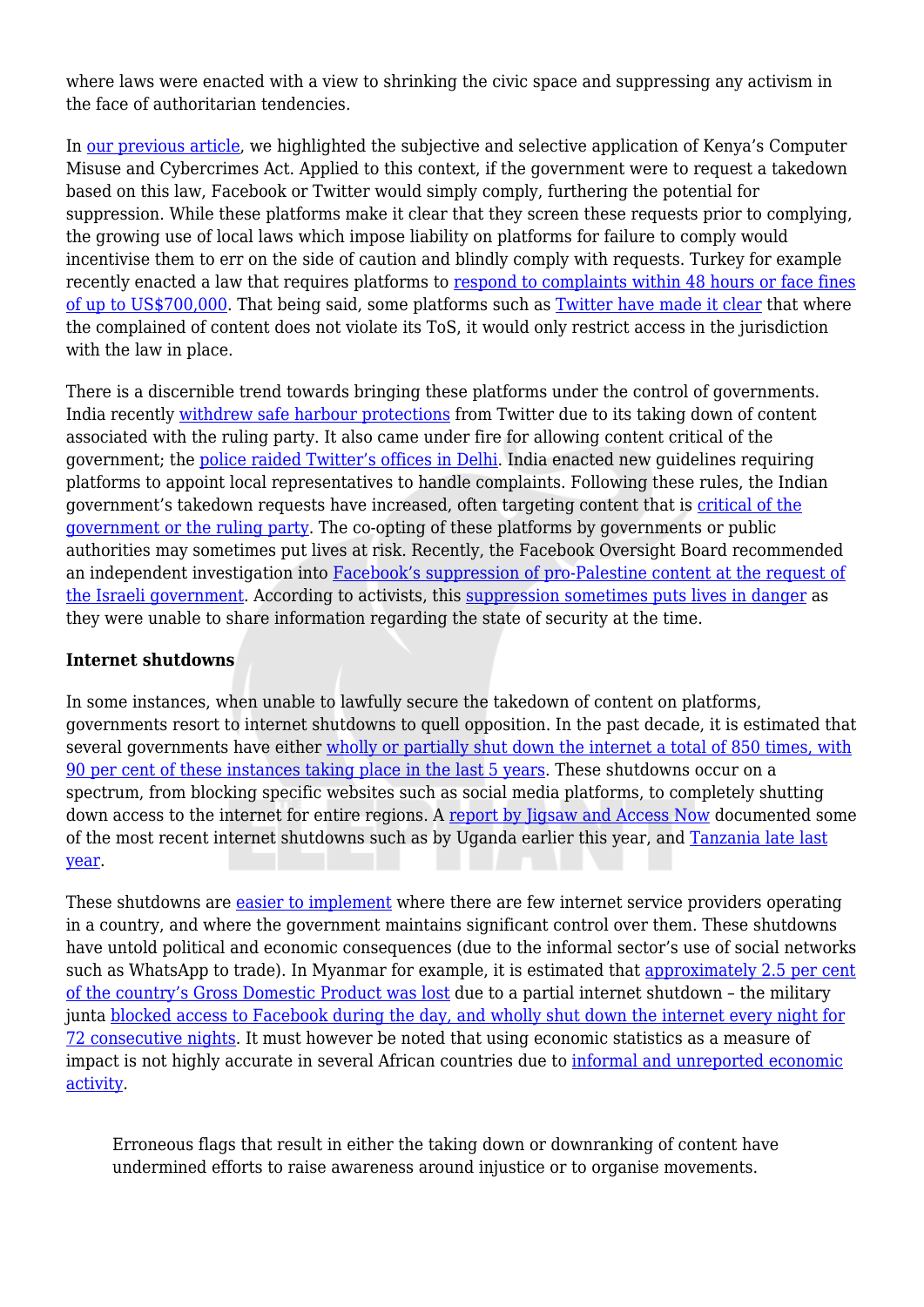where laws were enacted with a view to shrinking the civic space and suppressing any activism in the face of authoritarian tendencies.

In our previous article, we highlighted the subjective and selective application of Kenya's Computer Misuse and Cybercrimes Act. Applied to this context, if the government were to request a takedown based on this law, Facebook or Twitter would simply comply, furthering the potential for suppression. While these platforms make it clear that they screen these requests prior to complying, the growing use of local laws which impose liability on platforms for failure to comply would incentivise them to err on the side of caution and blindly comply with requests. Turkey for example recently enacted a law that requires platforms to respond to complaints within 48 hours or face fines of up to US$700,000. That being said, some platforms such as Twitter have made it clear that where the complained of content does not violate its ToS, it would only restrict access in the jurisdiction with the law in place.

There is a discernible trend towards bringing these platforms under the control of governments. India recently withdrew safe harbour protections from Twitter due to its taking down of content associated with the ruling party. It also came under fire for allowing content critical of the government; the police raided Twitter's offices in Delhi. India enacted new guidelines requiring platforms to appoint local representatives to handle complaints. Following these rules, the Indian government's takedown requests have increased, often targeting content that is critical of the government or the ruling party. The co-opting of these platforms by governments or public authorities may sometimes put lives at risk. Recently, the Facebook Oversight Board recommended an independent investigation into Facebook's suppression of pro-Palestine content at the request of the Israeli government. According to activists, this suppression sometimes puts lives in danger as they were unable to share information regarding the state of security at the time.

**Internet shutdowns**

In some instances, when unable to lawfully secure the takedown of content on platforms, governments resort to internet shutdowns to quell opposition. In the past decade, it is estimated that several governments have either wholly or partially shut down the internet a total of 850 times, with 90 per cent of these instances taking place in the last 5 years. These shutdowns occur on a spectrum, from blocking specific websites such as social media platforms, to completely shutting down access to the internet for entire regions. A report by Jigsaw and Access Now documented some of the most recent internet shutdowns such as by Uganda earlier this year, and Tanzania late last year.

These shutdowns are easier to implement where there are few internet service providers operating in a country, and where the government maintains significant control over them. These shutdowns have untold political and economic consequences (due to the informal sector's use of social networks such as WhatsApp to trade). In Myanmar for example, it is estimated that approximately 2.5 per cent of the country's Gross Domestic Product was lost due to a partial internet shutdown – the military junta blocked access to Facebook during the day, and wholly shut down the internet every night for 72 consecutive nights. It must however be noted that using economic statistics as a measure of impact is not highly accurate in several African countries due to informal and unreported economic activity.

> Erroneous flags that result in either the taking down or downranking of content have undermined efforts to raise awareness around injustice or to organise movements.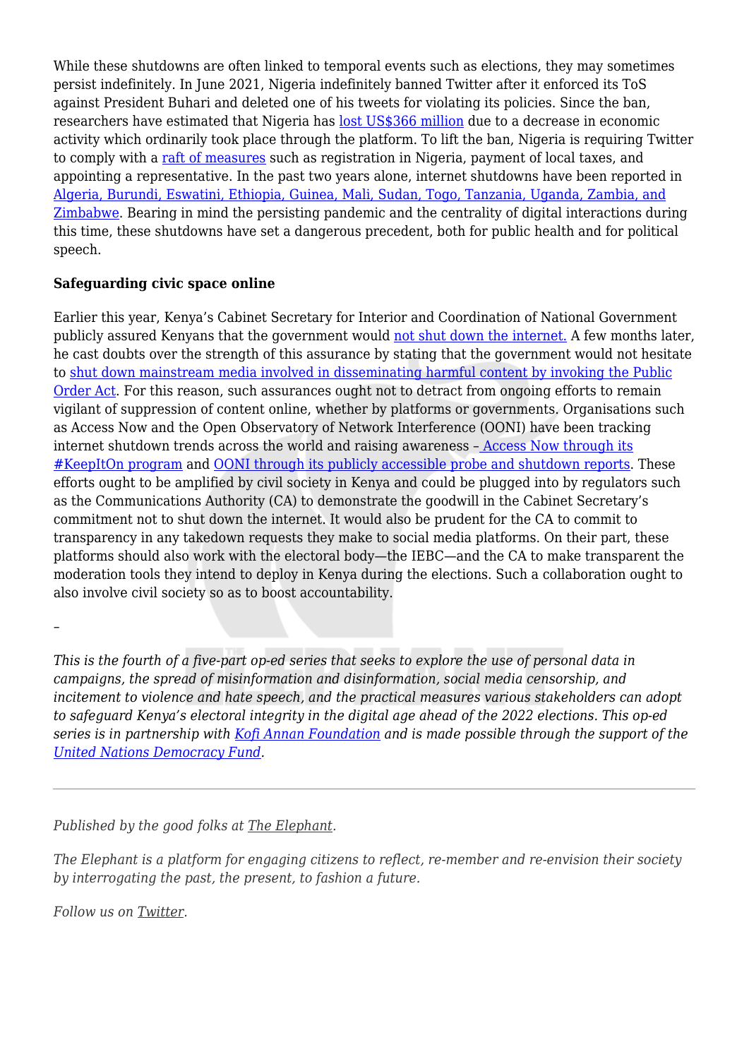While these shutdowns are often linked to temporal events such as elections, they may sometimes persist indefinitely. In June 2021, Nigeria indefinitely banned Twitter after it enforced its ToS against President Buhari and deleted one of his tweets for violating its policies. Since the ban, researchers have estimated that Nigeria has lost US$366 million due to a decrease in economic activity which ordinarily took place through the platform. To lift the ban, Nigeria is requiring Twitter to comply with a raft of measures such as registration in Nigeria, payment of local taxes, and appointing a representative. In the past two years alone, internet shutdowns have been reported in Algeria, Burundi, Eswatini, Ethiopia, Guinea, Mali, Sudan, Togo, Tanzania, Uganda, Zambia, and Zimbabwe. Bearing in mind the persisting pandemic and the centrality of digital interactions during this time, these shutdowns have set a dangerous precedent, both for public health and for political speech.

**Safeguarding civic space online**

Earlier this year, Kenya's Cabinet Secretary for Interior and Coordination of National Government publicly assured Kenyans that the government would not shut down the internet. A few months later, he cast doubts over the strength of this assurance by stating that the government would not hesitate to shut down mainstream media involved in disseminating harmful content by invoking the Public Order Act. For this reason, such assurances ought not to detract from ongoing efforts to remain vigilant of suppression of content online, whether by platforms or governments. Organisations such as Access Now and the Open Observatory of Network Interference (OONI) have been tracking internet shutdown trends across the world and raising awareness – Access Now through its #KeepItOn program and OONI through its publicly accessible probe and shutdown reports. These efforts ought to be amplified by civil society in Kenya and could be plugged into by regulators such as the Communications Authority (CA) to demonstrate the goodwill in the Cabinet Secretary's commitment not to shut down the internet. It would also be prudent for the CA to commit to transparency in any takedown requests they make to social media platforms. On their part, these platforms should also work with the electoral body—the IEBC—and the CA to make transparent the moderation tools they intend to deploy in Kenya during the elections. Such a collaboration ought to also involve civil society so as to boost accountability.

–

*This is the fourth of a five-part op-ed series that seeks to explore the use of personal data in campaigns, the spread of misinformation and disinformation, social media censorship, and incitement to violence and hate speech, and the practical measures various stakeholders can adopt to safeguard Kenya's electoral integrity in the digital age ahead of the 2022 elections. This op-ed series is in partnership with Kofi Annan Foundation and is made possible through the support of the United Nations Democracy Fund.*

---

*Published by the good folks at The Elephant.*

*The Elephant is a platform for engaging citizens to reflect, re-member and re-envision their society by interrogating the past, the present, to fashion a future.*

*Follow us on Twitter.*